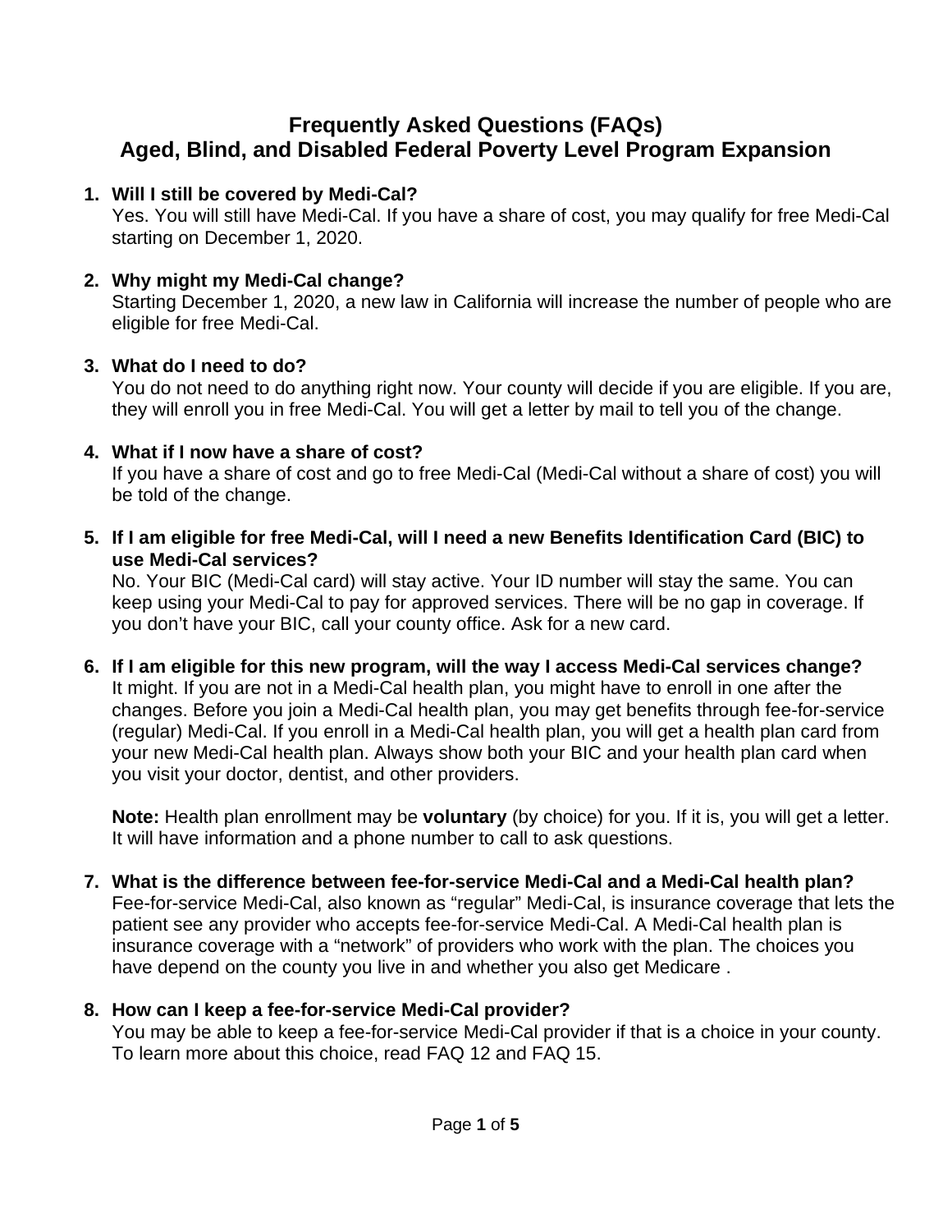# Frequently Asked Questions (FAQs)
# Aged, Blind, and Disabled Federal Poverty Level Program Expansion

1. **Will I still be covered by Medi-Cal?**
   Yes. You will still have Medi-Cal. If you have a share of cost, you may qualify for free Medi-Cal starting on December 1, 2020.

2. **Why might my Medi-Cal change?**
   Starting December 1, 2020, a new law in California will increase the number of people who are eligible for free Medi-Cal.

3. **What do I need to do?**
   You do not need to do anything right now. Your county will decide if you are eligible. If you are, they will enroll you in free Medi-Cal. You will get a letter by mail to tell you of the change.

4. **What if I now have a share of cost?**
   If you have a share of cost and go to free Medi-Cal (Medi-Cal without a share of cost) you will be told of the change.

5. **If I am eligible for free Medi-Cal, will I need a new Benefits Identification Card (BIC) to use Medi-Cal services?**
   No. Your BIC (Medi-Cal card) will stay active. Your ID number will stay the same. You can keep using your Medi-Cal to pay for approved services. There will be no gap in coverage. If you don't have your BIC, call your county office. Ask for a new card.

6. **If I am eligible for this new program, will the way I access Medi-Cal services change?**
   It might. If you are not in a Medi-Cal health plan, you might have to enroll in one after the changes. Before you join a Medi-Cal health plan, you may get benefits through fee-for-service (regular) Medi-Cal. If you enroll in a Medi-Cal health plan, you will get a health plan card from your new Medi-Cal health plan. Always show both your BIC and your health plan card when you visit your doctor, dentist, and other providers.

   **Note:** Health plan enrollment may be **voluntary** (by choice) for you. If it is, you will get a letter. It will have information and a phone number to call to ask questions.

7. **What is the difference between fee-for-service Medi-Cal and a Medi-Cal health plan?**
   Fee-for-service Medi-Cal, also known as "regular" Medi-Cal, is insurance coverage that lets the patient see any provider who accepts fee-for-service Medi-Cal. A Medi-Cal health plan is insurance coverage with a "network" of providers who work with the plan. The choices you have depend on the county you live in and whether you also get Medicare .

8. **How can I keep a fee-for-service Medi-Cal provider?**
   You may be able to keep a fee-for-service Medi-Cal provider if that is a choice in your county. To learn more about this choice, read FAQ 12 and FAQ 15.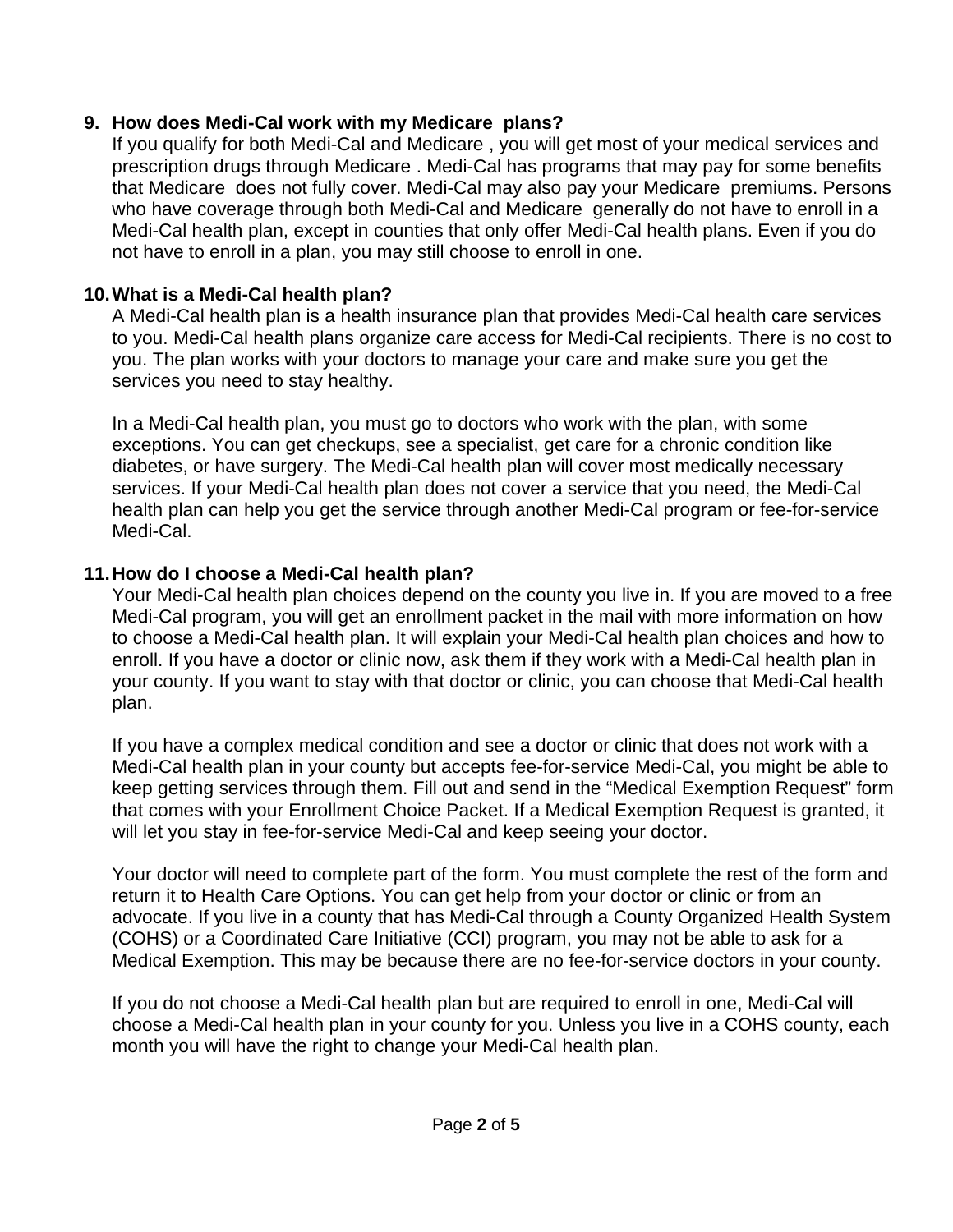9. **How does Medi-Cal work with my Medicare plans?**
   If you qualify for both Medi-Cal and Medicare , you will get most of your medical services and prescription drugs through Medicare . Medi-Cal has programs that may pay for some benefits that Medicare does not fully cover. Medi-Cal may also pay your Medicare premiums. Persons who have coverage through both Medi-Cal and Medicare generally do not have to enroll in a Medi-Cal health plan, except in counties that only offer Medi-Cal health plans. Even if you do not have to enroll in a plan, you may still choose to enroll in one.

10. **What is a Medi-Cal health plan?**
    A Medi-Cal health plan is a health insurance plan that provides Medi-Cal health care services to you. Medi-Cal health plans organize care access for Medi-Cal recipients. There is no cost to you. The plan works with your doctors to manage your care and make sure you get the services you need to stay healthy.

    In a Medi-Cal health plan, you must go to doctors who work with the plan, with some exceptions. You can get checkups, see a specialist, get care for a chronic condition like diabetes, or have surgery. The Medi-Cal health plan will cover most medically necessary services. If your Medi-Cal health plan does not cover a service that you need, the Medi-Cal health plan can help you get the service through another Medi-Cal program or fee-for-service Medi-Cal.

11. **How do I choose a Medi-Cal health plan?**
    Your Medi-Cal health plan choices depend on the county you live in. If you are moved to a free Medi-Cal program, you will get an enrollment packet in the mail with more information on how to choose a Medi-Cal health plan. It will explain your Medi-Cal health plan choices and how to enroll. If you have a doctor or clinic now, ask them if they work with a Medi-Cal health plan in your county. If you want to stay with that doctor or clinic, you can choose that Medi-Cal health plan.

    If you have a complex medical condition and see a doctor or clinic that does not work with a Medi-Cal health plan in your county but accepts fee-for-service Medi-Cal, you might be able to keep getting services through them. Fill out and send in the “Medical Exemption Request” form that comes with your Enrollment Choice Packet. If a Medical Exemption Request is granted, it will let you stay in fee-for-service Medi-Cal and keep seeing your doctor.

    Your doctor will need to complete part of the form. You must complete the rest of the form and return it to Health Care Options. You can get help from your doctor or clinic or from an advocate. If you live in a county that has Medi-Cal through a County Organized Health System (COHS) or a Coordinated Care Initiative (CCI) program, you may not be able to ask for a Medical Exemption. This may be because there are no fee-for-service doctors in your county.

    If you do not choose a Medi-Cal health plan but are required to enroll in one, Medi-Cal will choose a Medi-Cal health plan in your county for you. Unless you live in a COHS county, each month you will have the right to change your Medi-Cal health plan.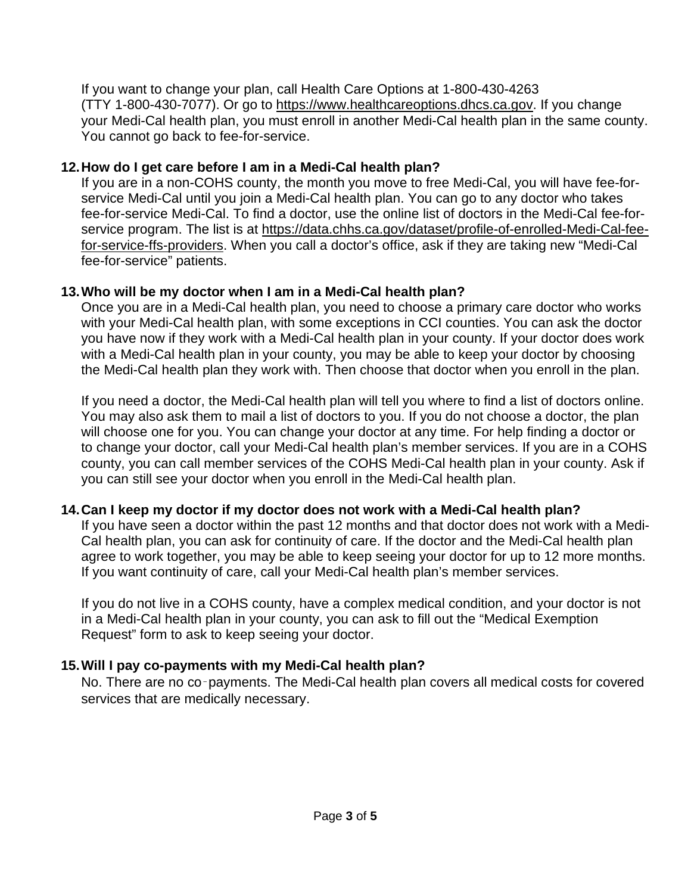If you want to change your plan, call Health Care Options at 1-800-430-4263 (TTY 1-800-430-7077). Or go to https://www.healthcareoptions.dhcs.ca.gov. If you change your Medi-Cal health plan, you must enroll in another Medi-Cal health plan in the same county. You cannot go back to fee-for-service.

**12. How do I get care before I am in a Medi-Cal health plan?**

If you are in a non-COHS county, the month you move to free Medi-Cal, you will have fee-for-service Medi-Cal until you join a Medi-Cal health plan. You can go to any doctor who takes fee-for-service Medi-Cal. To find a doctor, use the online list of doctors in the Medi-Cal fee-for-service program. The list is at https://data.chhs.ca.gov/dataset/profile-of-enrolled-Medi-Cal-fee-for-service-ffs-providers. When you call a doctor's office, ask if they are taking new "Medi-Cal fee-for-service" patients.

**13. Who will be my doctor when I am in a Medi-Cal health plan?**

Once you are in a Medi-Cal health plan, you need to choose a primary care doctor who works with your Medi-Cal health plan, with some exceptions in CCI counties. You can ask the doctor you have now if they work with a Medi-Cal health plan in your county. If your doctor does work with a Medi-Cal health plan in your county, you may be able to keep your doctor by choosing the Medi-Cal health plan they work with. Then choose that doctor when you enroll in the plan.

If you need a doctor, the Medi-Cal health plan will tell you where to find a list of doctors online. You may also ask them to mail a list of doctors to you. If you do not choose a doctor, the plan will choose one for you. You can change your doctor at any time. For help finding a doctor or to change your doctor, call your Medi-Cal health plan's member services. If you are in a COHS county, you can call member services of the COHS Medi-Cal health plan in your county. Ask if you can still see your doctor when you enroll in the Medi-Cal health plan.

**14. Can I keep my doctor if my doctor does not work with a Medi-Cal health plan?**

If you have seen a doctor within the past 12 months and that doctor does not work with a Medi-Cal health plan, you can ask for continuity of care. If the doctor and the Medi-Cal health plan agree to work together, you may be able to keep seeing your doctor for up to 12 more months. If you want continuity of care, call your Medi-Cal health plan's member services.

If you do not live in a COHS county, have a complex medical condition, and your doctor is not in a Medi-Cal health plan in your county, you can ask to fill out the "Medical Exemption Request" form to ask to keep seeing your doctor.

**15. Will I pay co-payments with my Medi-Cal health plan?**

No. There are no co-payments. The Medi-Cal health plan covers all medical costs for covered services that are medically necessary.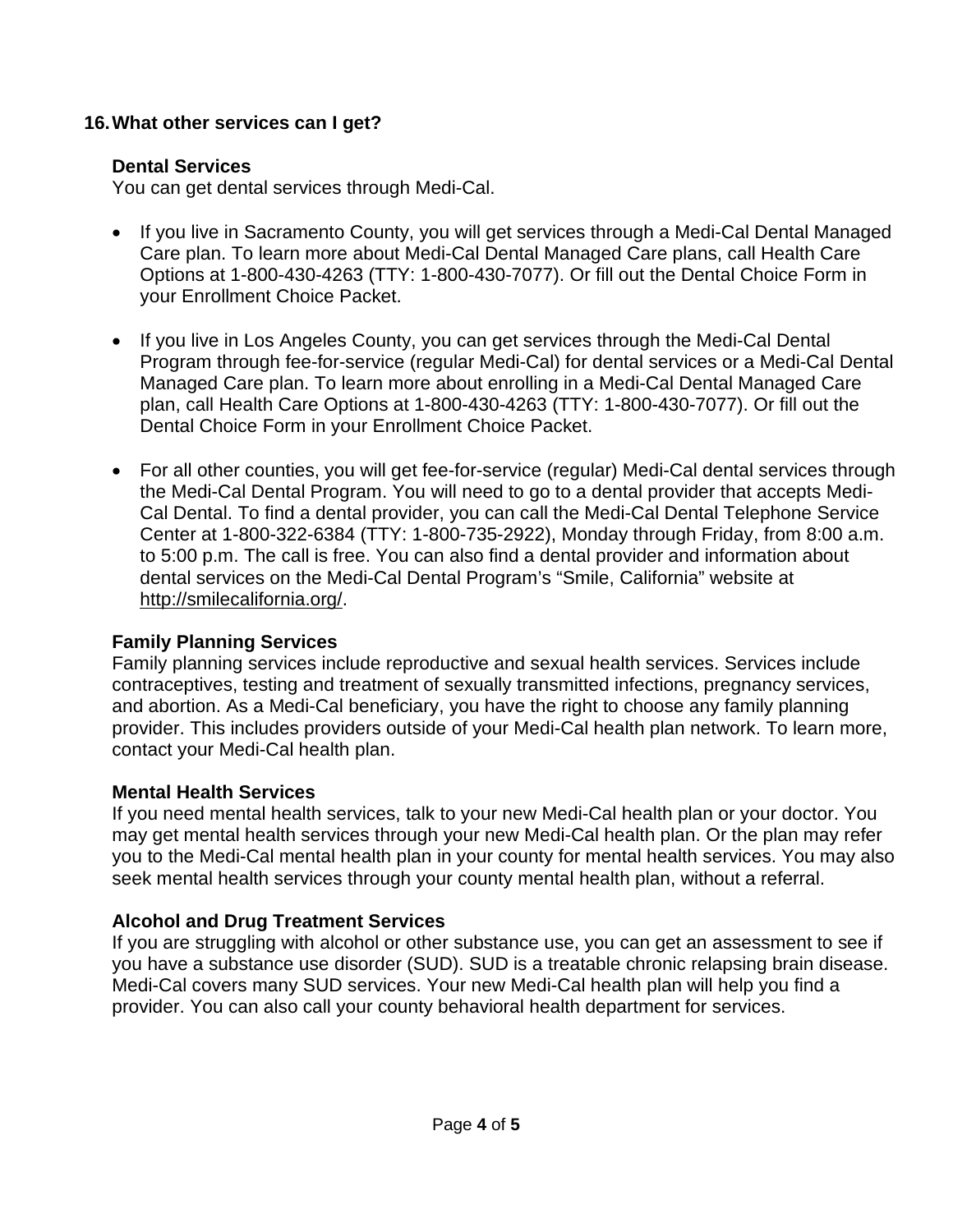## 16. What other services can I get?

### Dental Services

You can get dental services through Medi-Cal.

- If you live in Sacramento County, you will get services through a Medi-Cal Dental Managed Care plan. To learn more about Medi-Cal Dental Managed Care plans, call Health Care Options at 1-800-430-4263 (TTY: 1-800-430-7077). Or fill out the Dental Choice Form in your Enrollment Choice Packet.

- If you live in Los Angeles County, you can get services through the Medi-Cal Dental Program through fee-for-service (regular Medi-Cal) for dental services or a Medi-Cal Dental Managed Care plan. To learn more about enrolling in a Medi-Cal Dental Managed Care plan, call Health Care Options at 1-800-430-4263 (TTY: 1-800-430-7077). Or fill out the Dental Choice Form in your Enrollment Choice Packet.

- For all other counties, you will get fee-for-service (regular) Medi-Cal dental services through the Medi-Cal Dental Program. You will need to go to a dental provider that accepts Medi-Cal Dental. To find a dental provider, you can call the Medi-Cal Dental Telephone Service Center at 1-800-322-6384 (TTY: 1-800-735-2922), Monday through Friday, from 8:00 a.m. to 5:00 p.m. The call is free. You can also find a dental provider and information about dental services on the Medi-Cal Dental Program's "Smile, California" website at http://smilecalifornia.org/.

### Family Planning Services

Family planning services include reproductive and sexual health services. Services include contraceptives, testing and treatment of sexually transmitted infections, pregnancy services, and abortion. As a Medi-Cal beneficiary, you have the right to choose any family planning provider. This includes providers outside of your Medi-Cal health plan network. To learn more, contact your Medi-Cal health plan.

### Mental Health Services

If you need mental health services, talk to your new Medi-Cal health plan or your doctor. You may get mental health services through your new Medi-Cal health plan. Or the plan may refer you to the Medi-Cal mental health plan in your county for mental health services. You may also seek mental health services through your county mental health plan, without a referral.

### Alcohol and Drug Treatment Services

If you are struggling with alcohol or other substance use, you can get an assessment to see if you have a substance use disorder (SUD). SUD is a treatable chronic relapsing brain disease. Medi-Cal covers many SUD services. Your new Medi-Cal health plan will help you find a provider. You can also call your county behavioral health department for services.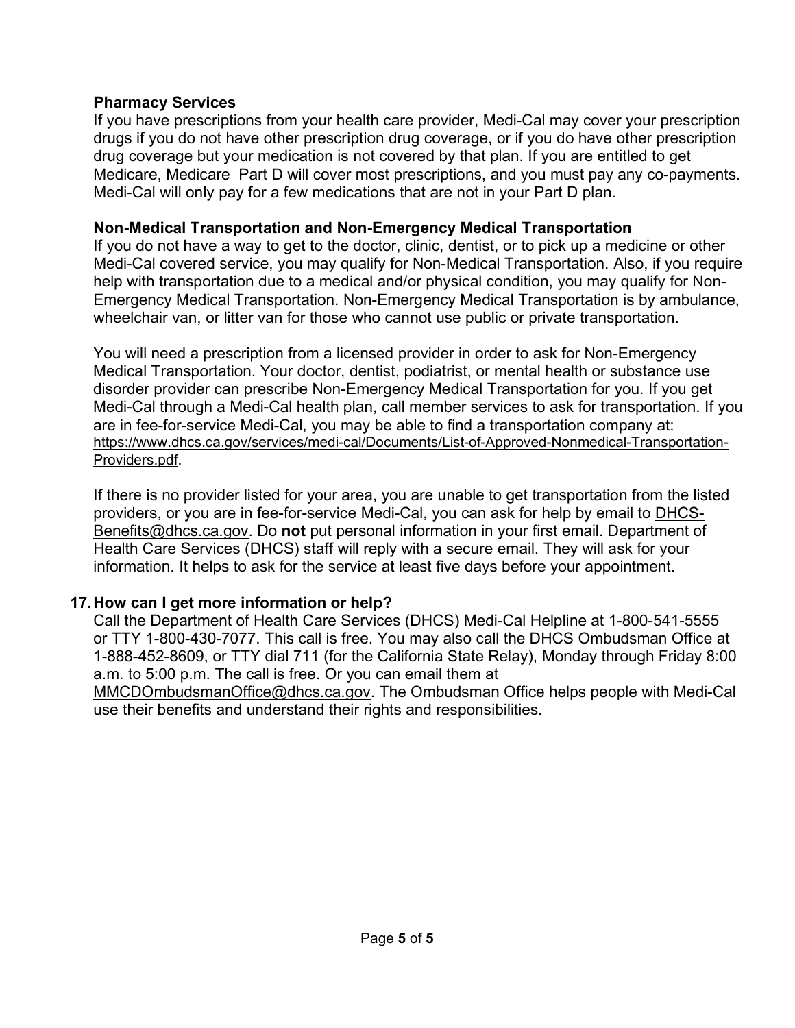### Pharmacy Services

If you have prescriptions from your health care provider, Medi-Cal may cover your prescription drugs if you do not have other prescription drug coverage, or if you do have other prescription drug coverage but your medication is not covered by that plan. If you are entitled to get Medicare, Medicare Part D will cover most prescriptions, and you must pay any co-payments. Medi-Cal will only pay for a few medications that are not in your Part D plan.

### Non-Medical Transportation and Non-Emergency Medical Transportation

If you do not have a way to get to the doctor, clinic, dentist, or to pick up a medicine or other Medi-Cal covered service, you may qualify for Non-Medical Transportation. Also, if you require help with transportation due to a medical and/or physical condition, you may qualify for Non-Emergency Medical Transportation. Non-Emergency Medical Transportation is by ambulance, wheelchair van, or litter van for those who cannot use public or private transportation.

You will need a prescription from a licensed provider in order to ask for Non-Emergency Medical Transportation. Your doctor, dentist, podiatrist, or mental health or substance use disorder provider can prescribe Non-Emergency Medical Transportation for you. If you get Medi-Cal through a Medi-Cal health plan, call member services to ask for transportation. If you are in fee-for-service Medi-Cal, you may be able to find a transportation company at: https://www.dhcs.ca.gov/services/medi-cal/Documents/List-of-Approved-Nonmedical-Transportation-Providers.pdf.

If there is no provider listed for your area, you are unable to get transportation from the listed providers, or you are in fee-for-service Medi-Cal, you can ask for help by email to DHCS-Benefits@dhcs.ca.gov. Do **not** put personal information in your first email. Department of Health Care Services (DHCS) staff will reply with a secure email. They will ask for your information. It helps to ask for the service at least five days before your appointment.

## 17. How can I get more information or help?

Call the Department of Health Care Services (DHCS) Medi-Cal Helpline at 1-800-541-5555 or TTY 1-800-430-7077. This call is free. You may also call the DHCS Ombudsman Office at 1-888-452-8609, or TTY dial 711 (for the California State Relay), Monday through Friday 8:00 a.m. to 5:00 p.m. The call is free. Or you can email them at MMCDOmbudsmanOffice@dhcs.ca.gov. The Ombudsman Office helps people with Medi-Cal use their benefits and understand their rights and responsibilities.